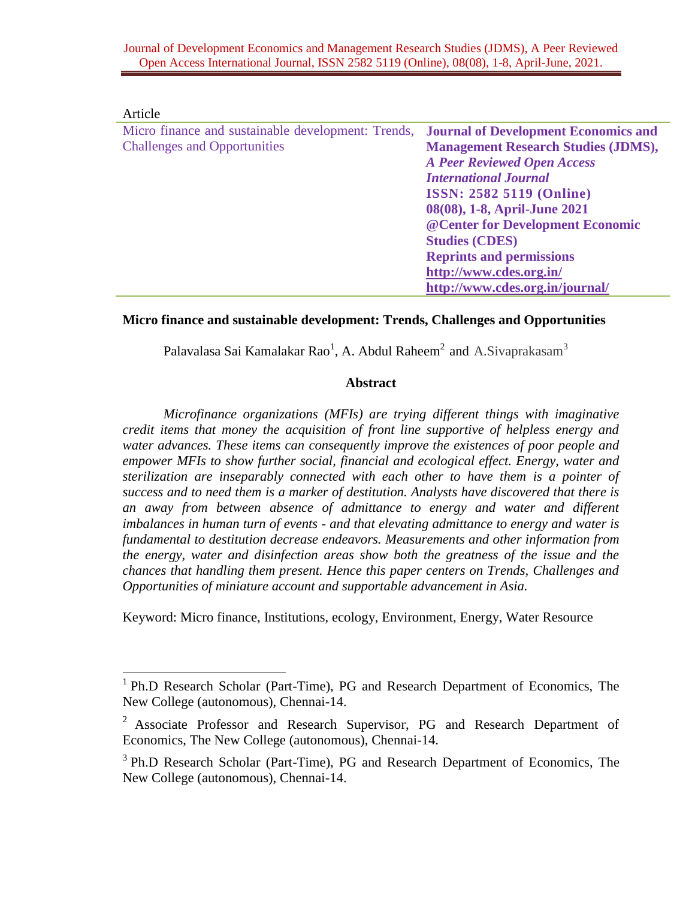Article

| Micro finance and sustainable development: Trends, Challenges and Opportunities | **Journal of Development Economics and Management Research Studies (JDMS),** ***A Peer Reviewed Open Access International Journal*** **ISSN: 2582 5119 (Online)** **08(08), 1-8, April-June 2021** **@Center for Development Economic Studies (CDES)** **Reprints and permissions** **http://www.cdes.org.in/** **http://www.cdes.org.in/journal/** |
| --- | --- |

# Micro finance and sustainable development: Trends, Challenges and Opportunities

Palavalasa Sai Kamalakar Rao[1], A. Abdul Raheem[2] and A.Sivaprakasam[3]

## Abstract

*Microfinance organizations (MFIs) are trying different things with imaginative credit items that money the acquisition of front line supportive of helpless energy and water advances. These items can consequently improve the existences of poor people and empower MFIs to show further social, financial and ecological effect. Energy, water and sterilization are inseparably connected with each other to have them is a pointer of success and to need them is a marker of destitution. Analysts have discovered that there is an away from between absence of admittance to energy and water and different imbalances in human turn of events - and that elevating admittance to energy and water is fundamental to destitution decrease endeavors. Measurements and other information from the energy, water and disinfection areas show both the greatness of the issue and the chances that handling them present. Hence this paper centers on Trends, Challenges and Opportunities of miniature account and supportable advancement in Asia.*

Keyword: Micro finance, Institutions, ecology, Environment, Energy, Water Resource

---

[1] Ph.D Research Scholar (Part-Time), PG and Research Department of Economics, The New College (autonomous), Chennai-14.

[2] Associate Professor and Research Supervisor, PG and Research Department of Economics, The New College (autonomous), Chennai-14.

[3] Ph.D Research Scholar (Part-Time), PG and Research Department of Economics, The New College (autonomous), Chennai-14.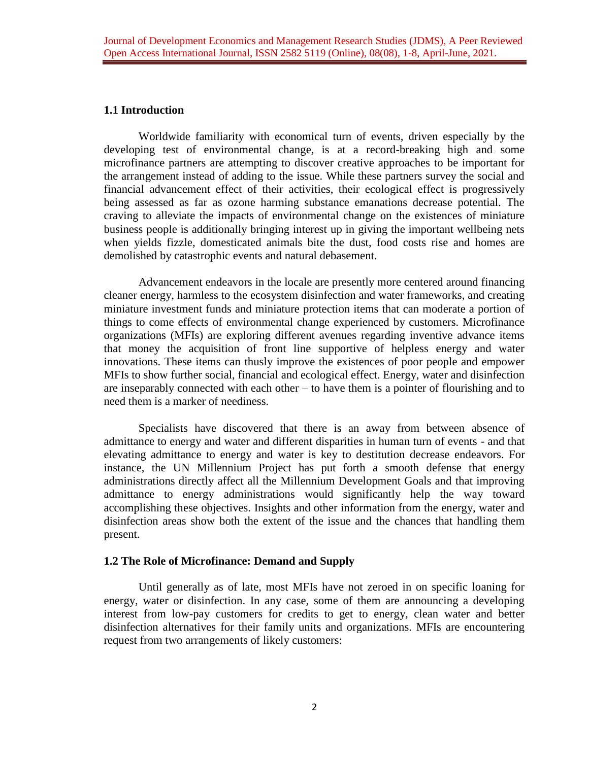## 1.1 Introduction

Worldwide familiarity with economical turn of events, driven especially by the developing test of environmental change, is at a record-breaking high and some microfinance partners are attempting to discover creative approaches to be important for the arrangement instead of adding to the issue. While these partners survey the social and financial advancement effect of their activities, their ecological effect is progressively being assessed as far as ozone harming substance emanations decrease potential. The craving to alleviate the impacts of environmental change on the existences of miniature business people is additionally bringing interest up in giving the important wellbeing nets when yields fizzle, domesticated animals bite the dust, food costs rise and homes are demolished by catastrophic events and natural debasement.

Advancement endeavors in the locale are presently more centered around financing cleaner energy, harmless to the ecosystem disinfection and water frameworks, and creating miniature investment funds and miniature protection items that can moderate a portion of things to come effects of environmental change experienced by customers. Microfinance organizations (MFIs) are exploring different avenues regarding inventive advance items that money the acquisition of front line supportive of helpless energy and water innovations. These items can thusly improve the existences of poor people and empower MFIs to show further social, financial and ecological effect. Energy, water and disinfection are inseparably connected with each other – to have them is a pointer of flourishing and to need them is a marker of neediness.

Specialists have discovered that there is an away from between absence of admittance to energy and water and different disparities in human turn of events - and that elevating admittance to energy and water is key to destitution decrease endeavors. For instance, the UN Millennium Project has put forth a smooth defense that energy administrations directly affect all the Millennium Development Goals and that improving admittance to energy administrations would significantly help the way toward accomplishing these objectives. Insights and other information from the energy, water and disinfection areas show both the extent of the issue and the chances that handling them present.

## 1.2 The Role of Microfinance: Demand and Supply

Until generally as of late, most MFIs have not zeroed in on specific loaning for energy, water or disinfection. In any case, some of them are announcing a developing interest from low-pay customers for credits to get to energy, clean water and better disinfection alternatives for their family units and organizations. MFIs are encountering request from two arrangements of likely customers: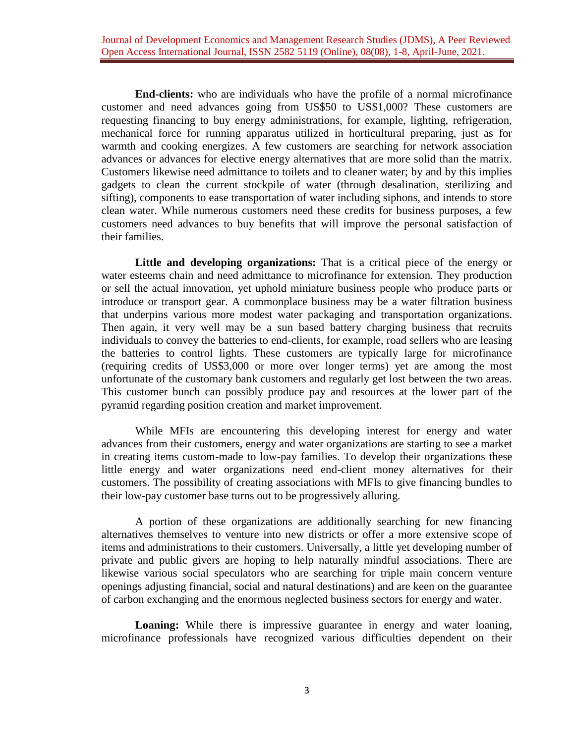**End-clients:** who are individuals who have the profile of a normal microfinance customer and need advances going from US$50 to US$1,000? These customers are requesting financing to buy energy administrations, for example, lighting, refrigeration, mechanical force for running apparatus utilized in horticultural preparing, just as for warmth and cooking energizes. A few customers are searching for network association advances or advances for elective energy alternatives that are more solid than the matrix. Customers likewise need admittance to toilets and to cleaner water; by and by this implies gadgets to clean the current stockpile of water (through desalination, sterilizing and sifting), components to ease transportation of water including siphons, and intends to store clean water. While numerous customers need these credits for business purposes, a few customers need advances to buy benefits that will improve the personal satisfaction of their families.

**Little and developing organizations:** That is a critical piece of the energy or water esteems chain and need admittance to microfinance for extension. They production or sell the actual innovation, yet uphold miniature business people who produce parts or introduce or transport gear. A commonplace business may be a water filtration business that underpins various more modest water packaging and transportation organizations. Then again, it very well may be a sun based battery charging business that recruits individuals to convey the batteries to end-clients, for example, road sellers who are leasing the batteries to control lights. These customers are typically large for microfinance (requiring credits of US$3,000 or more over longer terms) yet are among the most unfortunate of the customary bank customers and regularly get lost between the two areas. This customer bunch can possibly produce pay and resources at the lower part of the pyramid regarding position creation and market improvement.

While MFIs are encountering this developing interest for energy and water advances from their customers, energy and water organizations are starting to see a market in creating items custom-made to low-pay families. To develop their organizations these little energy and water organizations need end-client money alternatives for their customers. The possibility of creating associations with MFIs to give financing bundles to their low-pay customer base turns out to be progressively alluring.

A portion of these organizations are additionally searching for new financing alternatives themselves to venture into new districts or offer a more extensive scope of items and administrations to their customers. Universally, a little yet developing number of private and public givers are hoping to help naturally mindful associations. There are likewise various social speculators who are searching for triple main concern venture openings adjusting financial, social and natural destinations) and are keen on the guarantee of carbon exchanging and the enormous neglected business sectors for energy and water.

**Loaning:** While there is impressive guarantee in energy and water loaning, microfinance professionals have recognized various difficulties dependent on their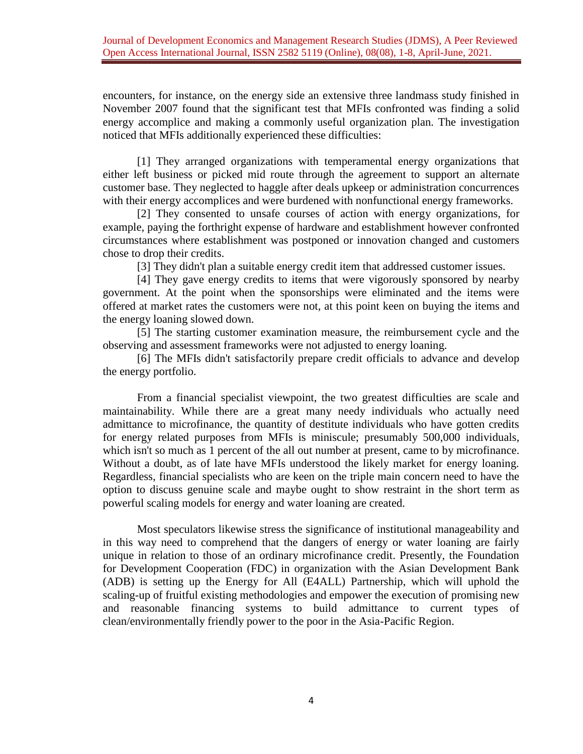encounters, for instance, on the energy side an extensive three landmass study finished in November 2007 found that the significant test that MFIs confronted was finding a solid energy accomplice and making a commonly useful organization plan. The investigation noticed that MFIs additionally experienced these difficulties:

[1] They arranged organizations with temperamental energy organizations that either left business or picked mid route through the agreement to support an alternate customer base. They neglected to haggle after deals upkeep or administration concurrences with their energy accomplices and were burdened with nonfunctional energy frameworks.

[2] They consented to unsafe courses of action with energy organizations, for example, paying the forthright expense of hardware and establishment however confronted circumstances where establishment was postponed or innovation changed and customers chose to drop their credits.

[3] They didn't plan a suitable energy credit item that addressed customer issues.

[4] They gave energy credits to items that were vigorously sponsored by nearby government. At the point when the sponsorships were eliminated and the items were offered at market rates the customers were not, at this point keen on buying the items and the energy loaning slowed down.

[5] The starting customer examination measure, the reimbursement cycle and the observing and assessment frameworks were not adjusted to energy loaning.

[6] The MFIs didn't satisfactorily prepare credit officials to advance and develop the energy portfolio.

From a financial specialist viewpoint, the two greatest difficulties are scale and maintainability. While there are a great many needy individuals who actually need admittance to microfinance, the quantity of destitute individuals who have gotten credits for energy related purposes from MFIs is miniscule; presumably 500,000 individuals, which isn't so much as 1 percent of the all out number at present, came to by microfinance. Without a doubt, as of late have MFIs understood the likely market for energy loaning. Regardless, financial specialists who are keen on the triple main concern need to have the option to discuss genuine scale and maybe ought to show restraint in the short term as powerful scaling models for energy and water loaning are created.

Most speculators likewise stress the significance of institutional manageability and in this way need to comprehend that the dangers of energy or water loaning are fairly unique in relation to those of an ordinary microfinance credit. Presently, the Foundation for Development Cooperation (FDC) in organization with the Asian Development Bank (ADB) is setting up the Energy for All (E4ALL) Partnership, which will uphold the scaling-up of fruitful existing methodologies and empower the execution of promising new and reasonable financing systems to build admittance to current types of clean/environmentally friendly power to the poor in the Asia-Pacific Region.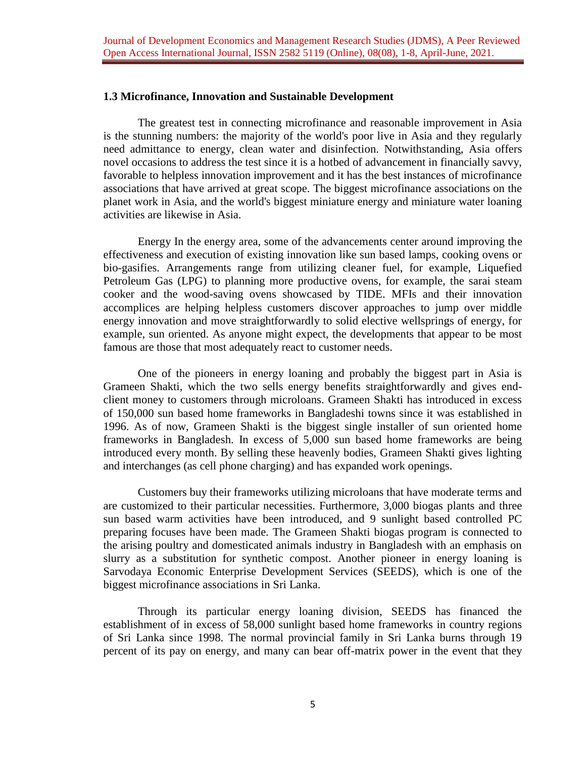### 1.3 Microfinance, Innovation and Sustainable Development

The greatest test in connecting microfinance and reasonable improvement in Asia is the stunning numbers: the majority of the world's poor live in Asia and they regularly need admittance to energy, clean water and disinfection. Notwithstanding, Asia offers novel occasions to address the test since it is a hotbed of advancement in financially savvy, favorable to helpless innovation improvement and it has the best instances of microfinance associations that have arrived at great scope. The biggest microfinance associations on the planet work in Asia, and the world's biggest miniature energy and miniature water loaning activities are likewise in Asia.

Energy In the energy area, some of the advancements center around improving the effectiveness and execution of existing innovation like sun based lamps, cooking ovens or bio-gasifies. Arrangements range from utilizing cleaner fuel, for example, Liquefied Petroleum Gas (LPG) to planning more productive ovens, for example, the sarai steam cooker and the wood-saving ovens showcased by TIDE. MFIs and their innovation accomplices are helping helpless customers discover approaches to jump over middle energy innovation and move straightforwardly to solid elective wellsprings of energy, for example, sun oriented. As anyone might expect, the developments that appear to be most famous are those that most adequately react to customer needs.

One of the pioneers in energy loaning and probably the biggest part in Asia is Grameen Shakti, which the two sells energy benefits straightforwardly and gives end-client money to customers through microloans. Grameen Shakti has introduced in excess of 150,000 sun based home frameworks in Bangladeshi towns since it was established in 1996. As of now, Grameen Shakti is the biggest single installer of sun oriented home frameworks in Bangladesh. In excess of 5,000 sun based home frameworks are being introduced every month. By selling these heavenly bodies, Grameen Shakti gives lighting and interchanges (as cell phone charging) and has expanded work openings.

Customers buy their frameworks utilizing microloans that have moderate terms and are customized to their particular necessities. Furthermore, 3,000 biogas plants and three sun based warm activities have been introduced, and 9 sunlight based controlled PC preparing focuses have been made. The Grameen Shakti biogas program is connected to the arising poultry and domesticated animals industry in Bangladesh with an emphasis on slurry as a substitution for synthetic compost. Another pioneer in energy loaning is Sarvodaya Economic Enterprise Development Services (SEEDS), which is one of the biggest microfinance associations in Sri Lanka.

Through its particular energy loaning division, SEEDS has financed the establishment of in excess of 58,000 sunlight based home frameworks in country regions of Sri Lanka since 1998. The normal provincial family in Sri Lanka burns through 19 percent of its pay on energy, and many can bear off-matrix power in the event that they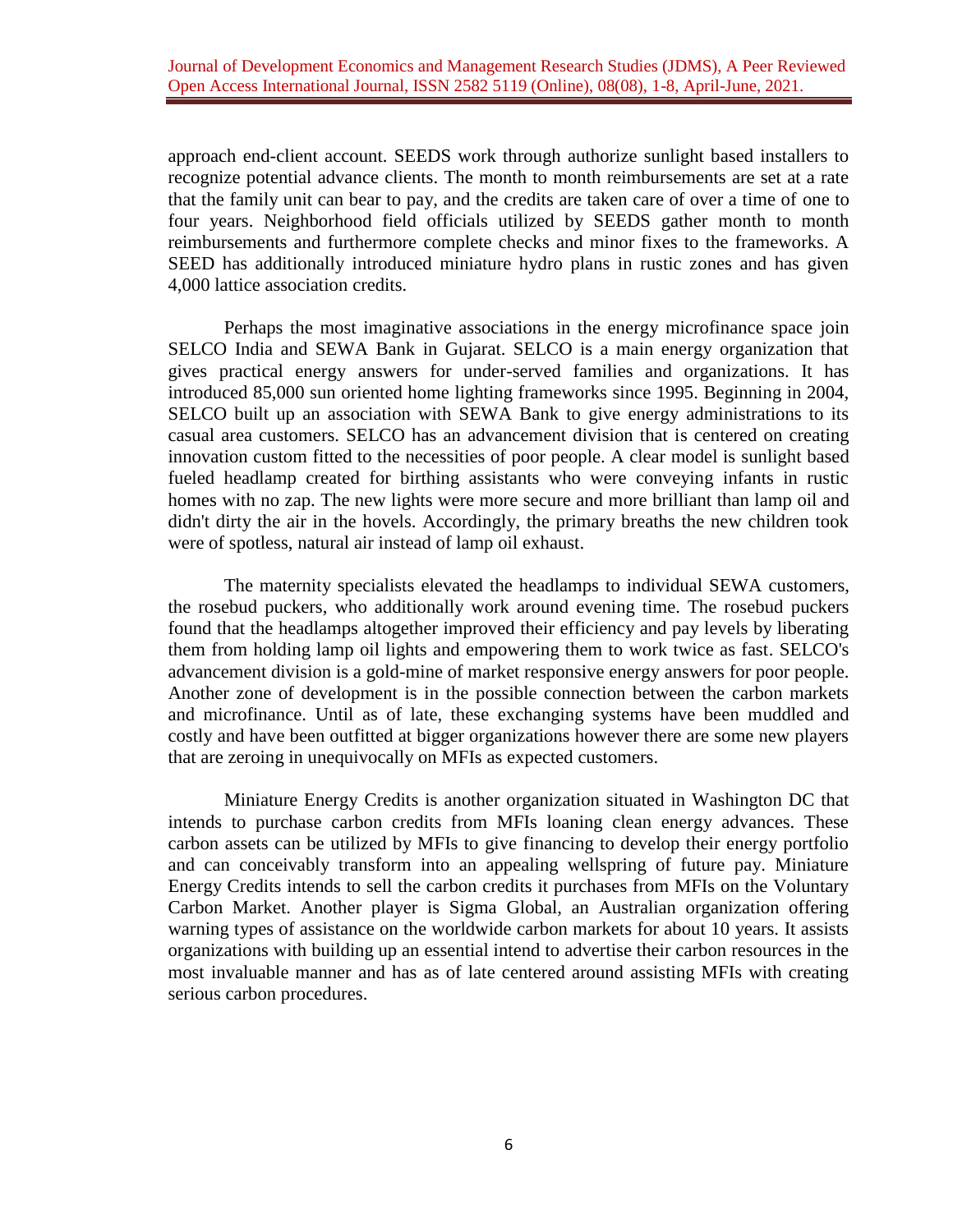approach end-client account. SEEDS work through authorize sunlight based installers to recognize potential advance clients. The month to month reimbursements are set at a rate that the family unit can bear to pay, and the credits are taken care of over a time of one to four years. Neighborhood field officials utilized by SEEDS gather month to month reimbursements and furthermore complete checks and minor fixes to the frameworks. A SEED has additionally introduced miniature hydro plans in rustic zones and has given 4,000 lattice association credits.

Perhaps the most imaginative associations in the energy microfinance space join SELCO India and SEWA Bank in Gujarat. SELCO is a main energy organization that gives practical energy answers for under-served families and organizations. It has introduced 85,000 sun oriented home lighting frameworks since 1995. Beginning in 2004, SELCO built up an association with SEWA Bank to give energy administrations to its casual area customers. SELCO has an advancement division that is centered on creating innovation custom fitted to the necessities of poor people. A clear model is sunlight based fueled headlamp created for birthing assistants who were conveying infants in rustic homes with no zap. The new lights were more secure and more brilliant than lamp oil and didn't dirty the air in the hovels. Accordingly, the primary breaths the new children took were of spotless, natural air instead of lamp oil exhaust.

The maternity specialists elevated the headlamps to individual SEWA customers, the rosebud puckers, who additionally work around evening time. The rosebud puckers found that the headlamps altogether improved their efficiency and pay levels by liberating them from holding lamp oil lights and empowering them to work twice as fast. SELCO's advancement division is a gold-mine of market responsive energy answers for poor people. Another zone of development is in the possible connection between the carbon markets and microfinance. Until as of late, these exchanging systems have been muddled and costly and have been outfitted at bigger organizations however there are some new players that are zeroing in unequivocally on MFIs as expected customers.

Miniature Energy Credits is another organization situated in Washington DC that intends to purchase carbon credits from MFIs loaning clean energy advances. These carbon assets can be utilized by MFIs to give financing to develop their energy portfolio and can conceivably transform into an appealing wellspring of future pay. Miniature Energy Credits intends to sell the carbon credits it purchases from MFIs on the Voluntary Carbon Market. Another player is Sigma Global, an Australian organization offering warning types of assistance on the worldwide carbon markets for about 10 years. It assists organizations with building up an essential intend to advertise their carbon resources in the most invaluable manner and has as of late centered around assisting MFIs with creating serious carbon procedures.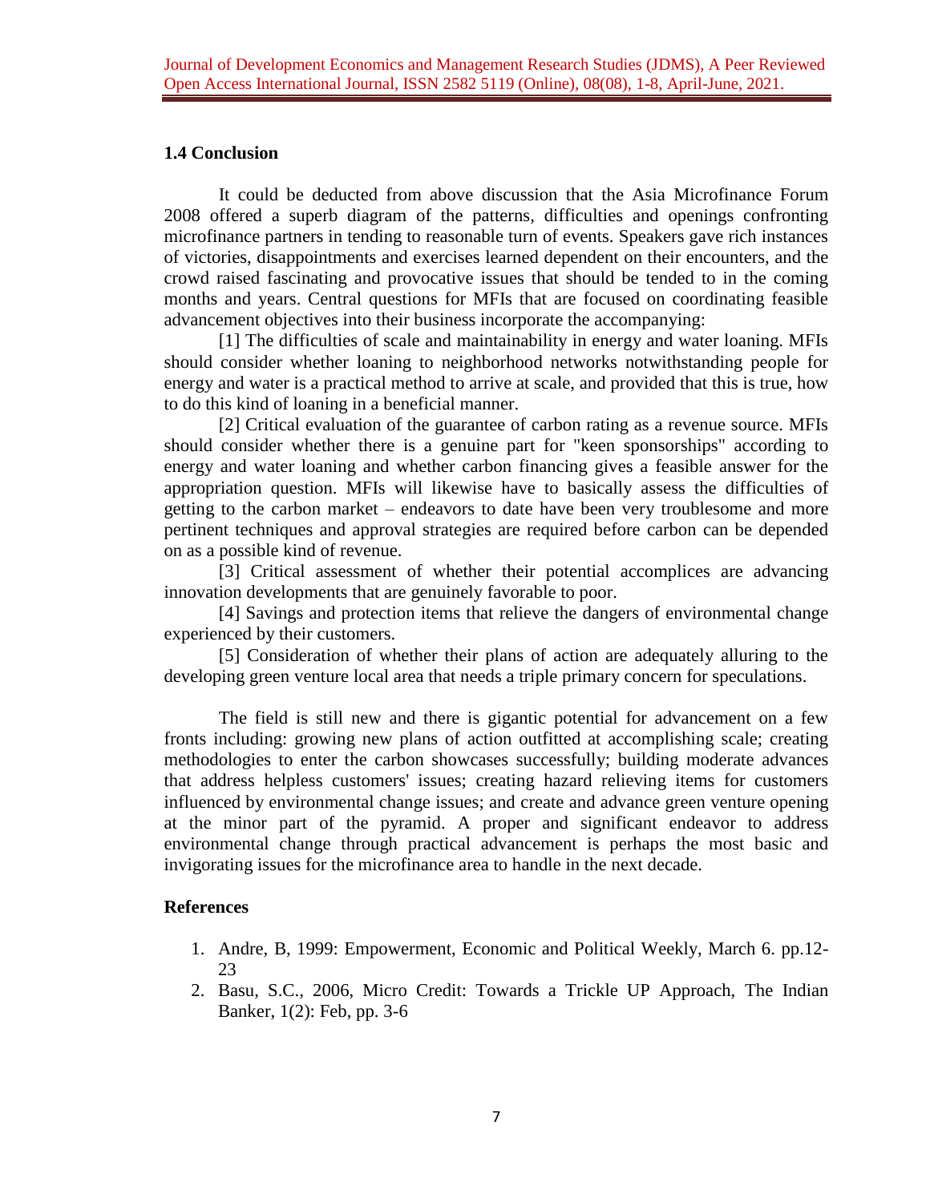### 1.4 Conclusion

It could be deducted from above discussion that the Asia Microfinance Forum 2008 offered a superb diagram of the patterns, difficulties and openings confronting microfinance partners in tending to reasonable turn of events. Speakers gave rich instances of victories, disappointments and exercises learned dependent on their encounters, and the crowd raised fascinating and provocative issues that should be tended to in the coming months and years. Central questions for MFIs that are focused on coordinating feasible advancement objectives into their business incorporate the accompanying:

[1] The difficulties of scale and maintainability in energy and water loaning. MFIs should consider whether loaning to neighborhood networks notwithstanding people for energy and water is a practical method to arrive at scale, and provided that this is true, how to do this kind of loaning in a beneficial manner.

[2] Critical evaluation of the guarantee of carbon rating as a revenue source. MFIs should consider whether there is a genuine part for "keen sponsorships" according to energy and water loaning and whether carbon financing gives a feasible answer for the appropriation question. MFIs will likewise have to basically assess the difficulties of getting to the carbon market – endeavors to date have been very troublesome and more pertinent techniques and approval strategies are required before carbon can be depended on as a possible kind of revenue.

[3] Critical assessment of whether their potential accomplices are advancing innovation developments that are genuinely favorable to poor.

[4] Savings and protection items that relieve the dangers of environmental change experienced by their customers.

[5] Consideration of whether their plans of action are adequately alluring to the developing green venture local area that needs a triple primary concern for speculations.

The field is still new and there is gigantic potential for advancement on a few fronts including: growing new plans of action outfitted at accomplishing scale; creating methodologies to enter the carbon showcases successfully; building moderate advances that address helpless customers' issues; creating hazard relieving items for customers influenced by environmental change issues; and create and advance green venture opening at the minor part of the pyramid. A proper and significant endeavor to address environmental change through practical advancement is perhaps the most basic and invigorating issues for the microfinance area to handle in the next decade.

### References

1. Andre, B, 1999: Empowerment, Economic and Political Weekly, March 6. pp.12-23
2. Basu, S.C., 2006, Micro Credit: Towards a Trickle UP Approach, The Indian Banker, 1(2): Feb, pp. 3-6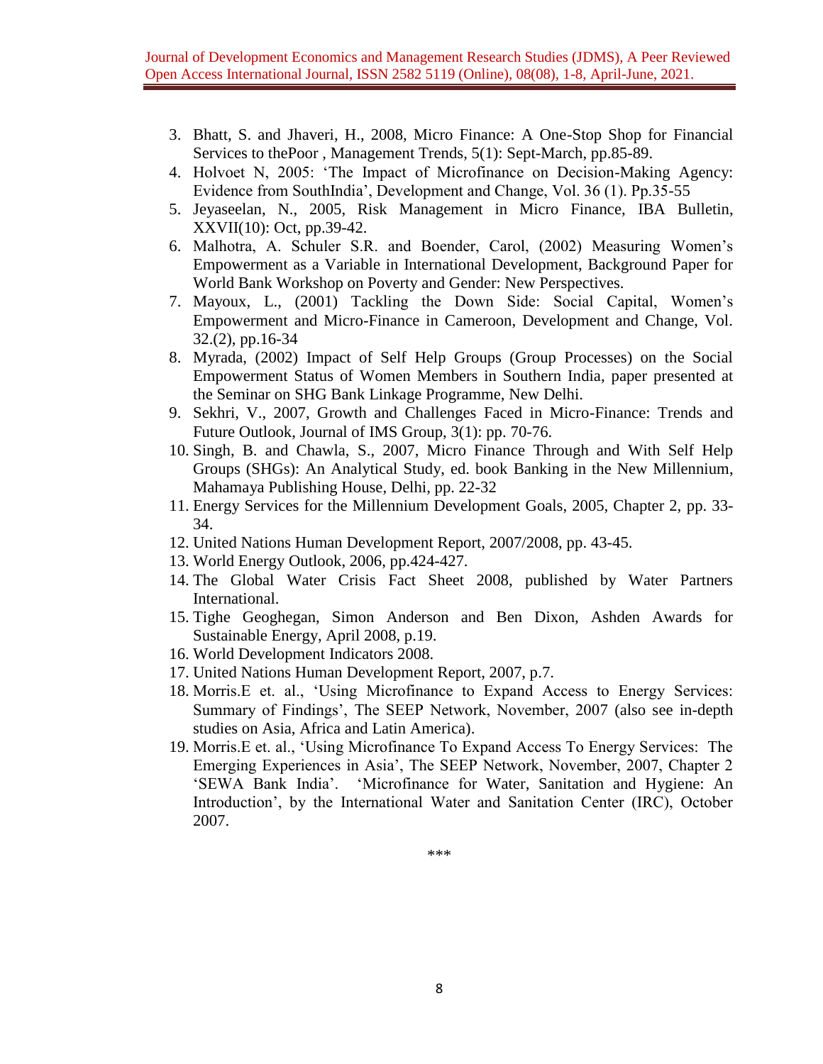3. Bhatt, S. and Jhaveri, H., 2008, Micro Finance: A One-Stop Shop for Financial Services to thePoor , Management Trends, 5(1): Sept-March, pp.85-89.
4. Holvoet N, 2005: 'The Impact of Microfinance on Decision-Making Agency: Evidence from SouthIndia', Development and Change, Vol. 36 (1). Pp.35-55
5. Jeyaseelan, N., 2005, Risk Management in Micro Finance, IBA Bulletin, XXVII(10): Oct, pp.39-42.
6. Malhotra, A. Schuler S.R. and Boender, Carol, (2002) Measuring Women's Empowerment as a Variable in International Development, Background Paper for World Bank Workshop on Poverty and Gender: New Perspectives.
7. Mayoux, L., (2001) Tackling the Down Side: Social Capital, Women's Empowerment and Micro-Finance in Cameroon, Development and Change, Vol. 32.(2), pp.16-34
8. Myrada, (2002) Impact of Self Help Groups (Group Processes) on the Social Empowerment Status of Women Members in Southern India, paper presented at the Seminar on SHG Bank Linkage Programme, New Delhi.
9. Sekhri, V., 2007, Growth and Challenges Faced in Micro-Finance: Trends and Future Outlook, Journal of IMS Group, 3(1): pp. 70-76.
10. Singh, B. and Chawla, S., 2007, Micro Finance Through and With Self Help Groups (SHGs): An Analytical Study, ed. book Banking in the New Millennium, Mahamaya Publishing House, Delhi, pp. 22-32
11. Energy Services for the Millennium Development Goals, 2005, Chapter 2, pp. 33-34.
12. United Nations Human Development Report, 2007/2008, pp. 43-45.
13. World Energy Outlook, 2006, pp.424-427.
14. The Global Water Crisis Fact Sheet 2008, published by Water Partners International.
15. Tighe Geoghegan, Simon Anderson and Ben Dixon, Ashden Awards for Sustainable Energy, April 2008, p.19.
16. World Development Indicators 2008.
17. United Nations Human Development Report, 2007, p.7.
18. Morris.E et. al., 'Using Microfinance to Expand Access to Energy Services: Summary of Findings', The SEEP Network, November, 2007 (also see in-depth studies on Asia, Africa and Latin America).
19. Morris.E et. al., 'Using Microfinance To Expand Access To Energy Services: The Emerging Experiences in Asia', The SEEP Network, November, 2007, Chapter 2 'SEWA Bank India'. 'Microfinance for Water, Sanitation and Hygiene: An Introduction', by the International Water and Sanitation Center (IRC), October 2007.

***